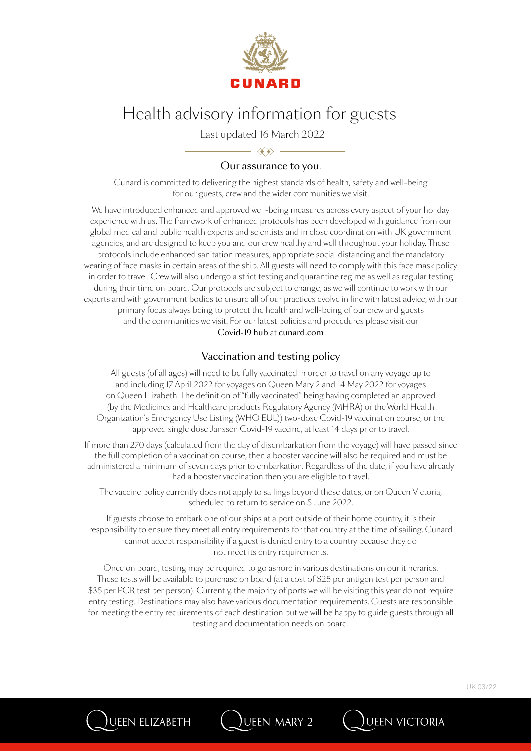CUNARD

# Health advisory information for guests

Last updated 16 March 2022

## Our assurance to you.

Cunard is committed to delivering the highest standards of health, safety and well-being for our guests, crew and the wider communities we visit.

We have introduced enhanced and approved well-being measures across every aspect of your holiday experience with us. The framework of enhanced protocols has been developed with guidance from our global medical and public health experts and scientists and in close coordination with UK government agencies, and are designed to keep you and our crew healthy and well throughout your holiday. These protocols include enhanced sanitation measures, appropriate social distancing and the mandatory wearing of face masks in certain areas of the ship. All guests will need to comply with this face mask policy in order to travel. Crew will also undergo a strict testing and quarantine regime as well as regular testing during their time on board. Our protocols are subject to change, as we will continue to work with our experts and with government bodies to ensure all of our practices evolve in line with latest advice, with our primary focus always being to protect the health and well-being of our crew and guests and the communities we visit. For our latest policies and procedures please visit our Covid-19 hub at cunard.com

## Vaccination and testing policy

All guests (of all ages) will need to be fully vaccinated in order to travel on any voyage up to and including 17 April 2022 for voyages on Queen Mary 2 and 14 May 2022 for voyages on Queen Elizabeth. The definition of "fully vaccinated" being having completed an approved (by the Medicines and Healthcare products Regulatory Agency (MHRA) or the World Health Organization's Emergency Use Listing (WHO EUL)) two-dose Covid-19 vaccination course, or the approved single dose Janssen Covid-19 vaccine, at least 14 days prior to travel.

If more than 270 days (calculated from the day of disembarkation from the voyage) will have passed since the full completion of a vaccination course, then a booster vaccine will also be required and must be administered a minimum of seven days prior to embarkation. Regardless of the date, if you have already had a booster vaccination then you are eligible to travel.

The vaccine policy currently does not apply to sailings beyond these dates, or on Queen Victoria, scheduled to return to service on 5 June 2022.

If guests choose to embark one of our ships at a port outside of their home country, it is their responsibility to ensure they meet all entry requirements for that country at the time of sailing. Cunard cannot accept responsibility if a guest is denied entry to a country because they do not meet its entry requirements.

Once on board, testing may be required to go ashore in various destinations on our itineraries. These tests will be available to purchase on board (at a cost of $25 per antigen test per person and $35 per PCR test per person). Currently, the majority of ports we will be visiting this year do not require entry testing. Destinations may also have various documentation requirements. Guests are responsible for meeting the entry requirements of each destination but we will be happy to guide guests through all testing and documentation needs on board.

UK 03/22

QUEEN ELIZABETH QUEEN MARY 2 QUEEN VICTORIA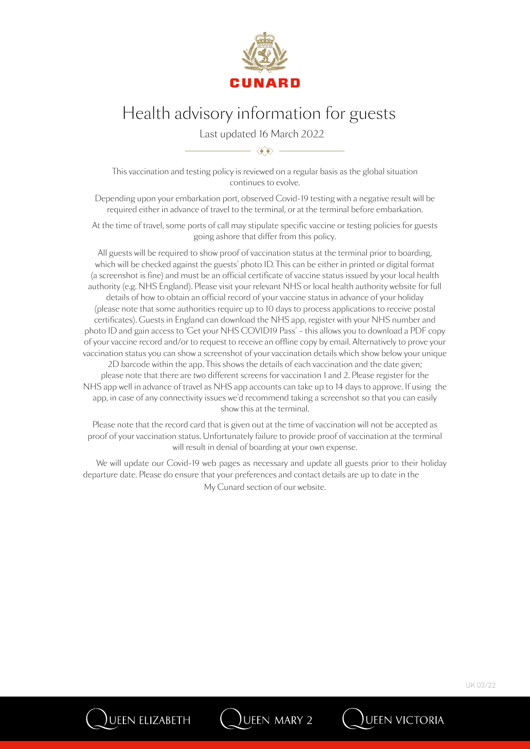# Health advisory information for guests

Last updated 16 March 2022

This vaccination and testing policy is reviewed on a regular basis as the global situation continues to evolve.

Depending upon your embarkation port, observed Covid-19 testing with a negative result will be required either in advance of travel to the terminal, or at the terminal before embarkation.

At the time of travel, some ports of call may stipulate specific vaccine or testing policies for guests going ashore that differ from this policy.

All guests will be required to show proof of vaccination status at the terminal prior to boarding, which will be checked against the guests' photo ID. This can be either in printed or digital format (a screenshot is fine) and must be an official certificate of vaccine status issued by your local health authority (e.g. NHS England). Please visit your relevant NHS or local health authority website for full details of how to obtain an official record of your vaccine status in advance of your holiday (please note that some authorities require up to 10 days to process applications to receive postal certificates). Guests in England can download the NHS app, register with your NHS number and photo ID and gain access to 'Get your NHS COVID19 Pass' – this allows you to download a PDF copy of your vaccine record and/or to request to receive an offline copy by email. Alternatively to prove your vaccination status you can show a screenshot of your vaccination details which show below your unique 2D barcode within the app. This shows the details of each vaccination and the date given; please note that there are two different screens for vaccination 1 and 2. Please register for the NHS app well in advance of travel as NHS app accounts can take up to 14 days to approve. If using the app, in case of any connectivity issues we'd recommend taking a screenshot so that you can easily show this at the terminal.

Please note that the record card that is given out at the time of vaccination will not be accepted as proof of your vaccination status. Unfortunately failure to provide proof of vaccination at the terminal will result in denial of boarding at your own expense.

We will update our Covid-19 web pages as necessary and update all guests prior to their holiday departure date. Please do ensure that your preferences and contact details are up to date in the My Cunard section of our website.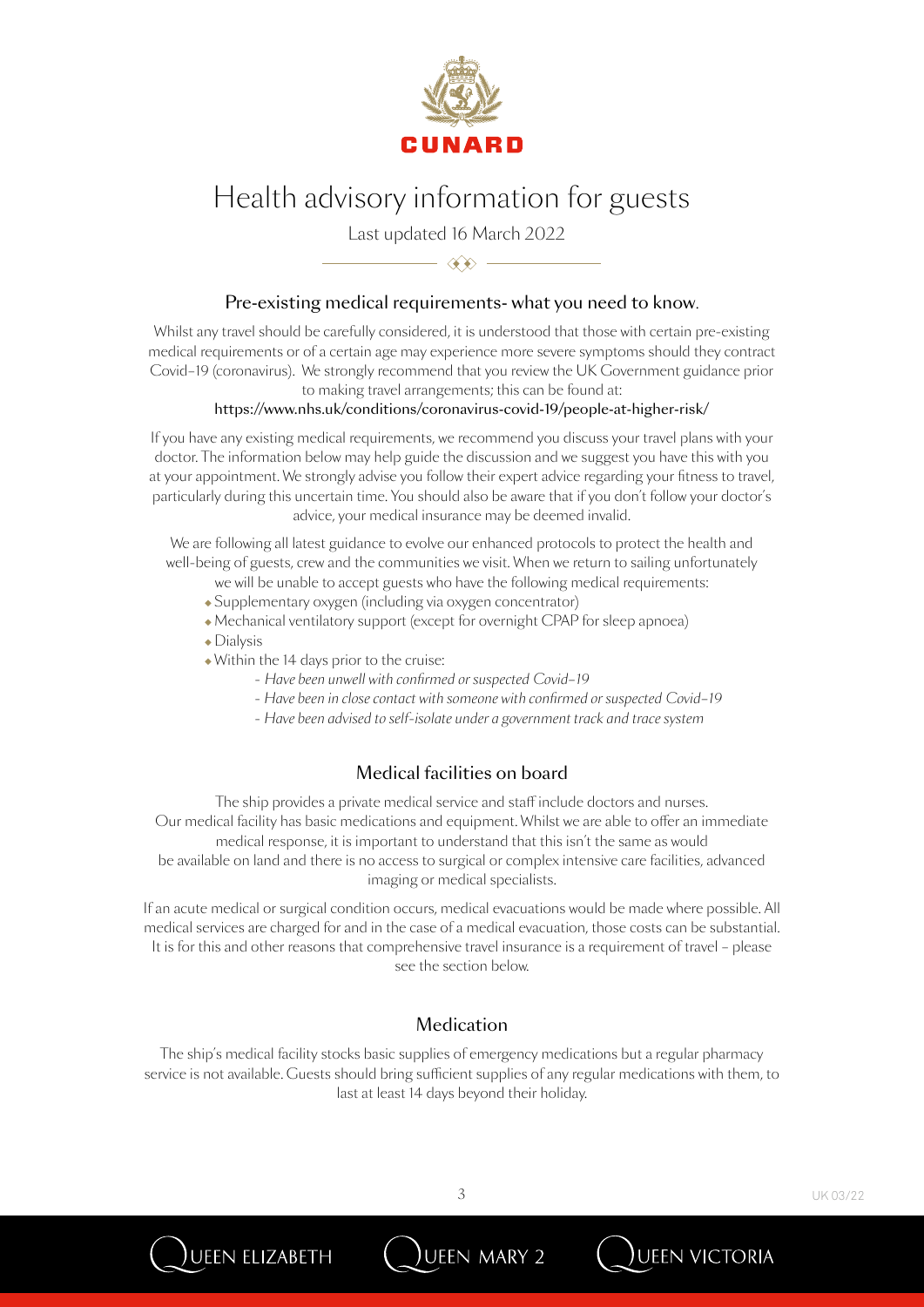CUNARD

# Health advisory information for guests

Last updated 16 March 2022

## Pre-existing medical requirements- what you need to know.

Whilst any travel should be carefully considered, it is understood that those with certain pre-existing medical requirements or of a certain age may experience more severe symptoms should they contract Covid-19 (coronavirus). We strongly recommend that you review the UK Government guidance prior to making travel arrangements; this can be found at:

https://www.nhs.uk/conditions/coronavirus-covid-19/people-at-higher-risk/

If you have any existing medical requirements, we recommend you discuss your travel plans with your doctor. The information below may help guide the discussion and we suggest you have this with you at your appointment. We strongly advise you follow their expert advice regarding your fitness to travel, particularly during this uncertain time. You should also be aware that if you don't follow your doctor's advice, your medical insurance may be deemed invalid.

We are following all latest guidance to evolve our enhanced protocols to protect the health and well-being of guests, crew and the communities we visit. When we return to sailing unfortunately we will be unable to accept guests who have the following medical requirements:

- Supplementary oxygen (including via oxygen concentrator)
- Mechanical ventilatory support (except for overnight CPAP for sleep apnoea)
- Dialysis
- Within the 14 days prior to the cruise:
  - *Have been unwell with confirmed or suspected Covid-19*
  - *Have been in close contact with someone with confirmed or suspected Covid-19*
  - *Have been advised to self-isolate under a government track and trace system*

## Medical facilities on board

The ship provides a private medical service and staff include doctors and nurses. Our medical facility has basic medications and equipment. Whilst we are able to offer an immediate medical response, it is important to understand that this isn't the same as would be available on land and there is no access to surgical or complex intensive care facilities, advanced imaging or medical specialists.

If an acute medical or surgical condition occurs, medical evacuations would be made where possible. All medical services are charged for and in the case of a medical evacuation, those costs can be substantial. It is for this and other reasons that comprehensive travel insurance is a requirement of travel – please see the section below.

## Medication

The ship's medical facility stocks basic supplies of emergency medications but a regular pharmacy service is not available. Guests should bring sufficient supplies of any regular medications with them, to last at least 14 days beyond their holiday.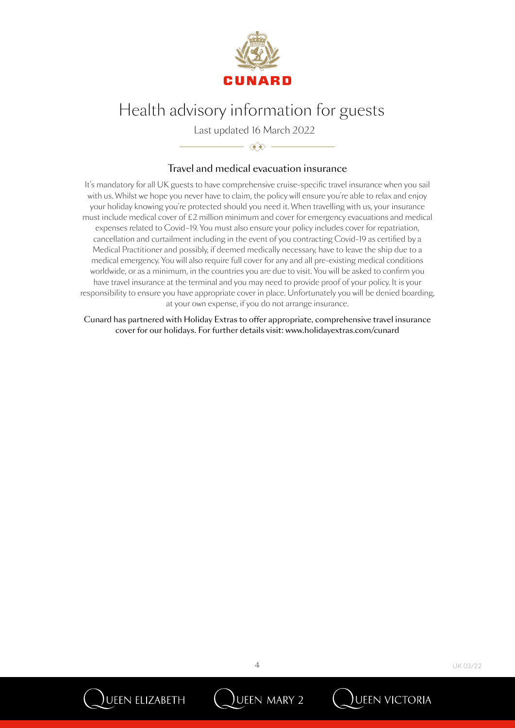# Health advisory information for guests

Last updated 16 March 2022

## Travel and medical evacuation insurance

It's mandatory for all UK guests to have comprehensive cruise-specific travel insurance when you sail with us. Whilst we hope you never have to claim, the policy will ensure you're able to relax and enjoy your holiday knowing you're protected should you need it. When travelling with us, your insurance must include medical cover of £2 million minimum and cover for emergency evacuations and medical expenses related to Covid-19. You must also ensure your policy includes cover for repatriation, cancellation and curtailment including in the event of you contracting Covid-19 as certified by a Medical Practitioner and possibly, if deemed medically necessary, have to leave the ship due to a medical emergency. You will also require full cover for any and all pre-existing medical conditions worldwide, or as a minimum, in the countries you are due to visit. You will be asked to confirm you have travel insurance at the terminal and you may need to provide proof of your policy. It is your responsibility to ensure you have appropriate cover in place. Unfortunately you will be denied boarding, at your own expense, if you do not arrange insurance.

Cunard has partnered with Holiday Extras to offer appropriate, comprehensive travel insurance cover for our holidays. For further details visit: www.holidayextras.com/cunard